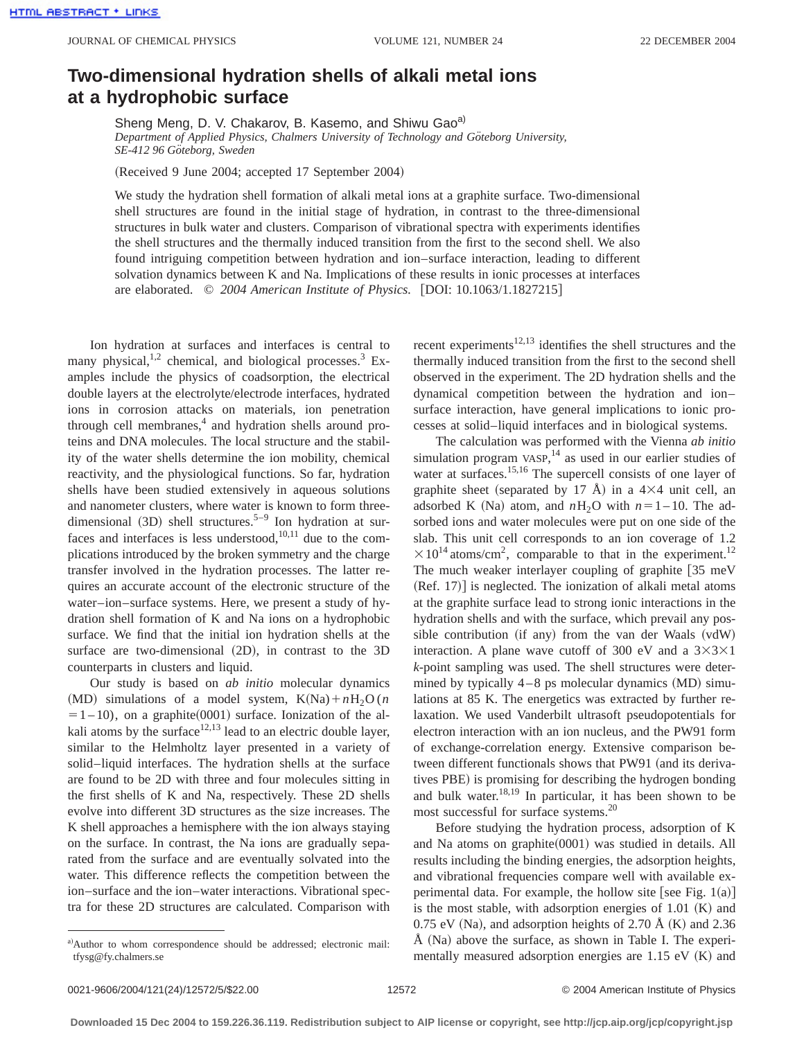# Two-dimensional hydration shells of alkali metal ions at a hydrophobic surface

Sheng Meng, D. V. Chakarov, B. Kasemo, and Shiwu Gao[a]

*Department of Applied Physics, Chalmers University of Technology and Göteborg University, SE-412 96 Göteborg, Sweden*

(Received 9 June 2004; accepted 17 September 2004)

We study the hydration shell formation of alkali metal ions at a graphite surface. Two-dimensional shell structures are found in the initial stage of hydration, in contrast to the three-dimensional structures in bulk water and clusters. Comparison of vibrational spectra with experiments identifies the shell structures and the thermally induced transition from the first to the second shell. We also found intriguing competition between hydration and ion–surface interaction, leading to different solvation dynamics between K and Na. Implications of these results in ionic processes at interfaces are elaborated. © *2004 American Institute of Physics.* [DOI: 10.1063/1.1827215]

Ion hydration at surfaces and interfaces is central to many physical,[1,2] chemical, and biological processes.[3] Examples include the physics of coadsorption, the electrical double layers at the electrolyte/electrode interfaces, hydrated ions in corrosion attacks on materials, ion penetration through cell membranes,[4] and hydration shells around proteins and DNA molecules. The local structure and the stability of the water shells determine the ion mobility, chemical reactivity, and the physiological functions. So far, hydration shells have been studied extensively in aqueous solutions and nanometer clusters, where water is known to form three-dimensional (3D) shell structures.[5–9] Ion hydration at surfaces and interfaces is less understood,[10,11] due to the complications introduced by the broken symmetry and the charge transfer involved in the hydration processes. The latter requires an accurate account of the electronic structure of the water–ion–surface systems. Here, we present a study of hydration shell formation of K and Na ions on a hydrophobic surface. We find that the initial ion hydration shells at the surface are two-dimensional (2D), in contrast to the 3D counterparts in clusters and liquid.

Our study is based on *ab initio* molecular dynamics (MD) simulations of a model system, K(Na)+$n$H$_2$O ($n$ = 1–10), on a graphite(0001) surface. Ionization of the alkali atoms by the surface[12,13] lead to an electric double layer, similar to the Helmholtz layer presented in a variety of solid–liquid interfaces. The hydration shells at the surface are found to be 2D with three and four molecules sitting in the first shells of K and Na, respectively. These 2D shells evolve into different 3D structures as the size increases. The K shell approaches a hemisphere with the ion always staying on the surface. In contrast, the Na ions are gradually separated from the surface and are eventually solvated into the water. This difference reflects the competition between the ion–surface and the ion–water interactions. Vibrational spectra for these 2D structures are calculated. Comparison with recent experiments[12,13] identifies the shell structures and the thermally induced transition from the first to the second shell observed in the experiment. The 2D hydration shells and the dynamical competition between the hydration and ion–surface interaction, have general implications to ionic processes at solid–liquid interfaces and in biological systems.

The calculation was performed with the Vienna *ab initio* simulation program VASP,[14] as used in our earlier studies of water at surfaces.[15,16] The supercell consists of one layer of graphite sheet (separated by 17 Å) in a 4×4 unit cell, an adsorbed K (Na) atom, and $n$H$_2$O with $n$ = 1–10. The adsorbed ions and water molecules were put on one side of the slab. This unit cell corresponds to an ion coverage of 1.2 ×10$^{14}$ atoms/cm$^2$, comparable to that in the experiment.[12] The much weaker interlayer coupling of graphite [35 meV (Ref. 17)] is neglected. The ionization of alkali metal atoms at the graphite surface lead to strong ionic interactions in the hydration shells and with the surface, which prevail any possible contribution (if any) from the van der Waals (vdW) interaction. A plane wave cutoff of 300 eV and a 3×3×1 $k$-point sampling was used. The shell structures were determined by typically 4–8 ps molecular dynamics (MD) simulations at 85 K. The energetics was extracted by further relaxation. We used Vanderbilt ultrasoft pseudopotentials for electron interaction with an ion nucleus, and the PW91 form of exchange-correlation energy. Extensive comparison between different functionals shows that PW91 (and its derivatives PBE) is promising for describing the hydrogen bonding and bulk water.[18,19] In particular, it has been shown to be most successful for surface systems.[20]

Before studying the hydration process, adsorption of K and Na atoms on graphite(0001) was studied in details. All results including the binding energies, the adsorption heights, and vibrational frequencies compare well with available experimental data. For example, the hollow site [see Fig. 1(a)] is the most stable, with adsorption energies of 1.01 (K) and 0.75 eV (Na), and adsorption heights of 2.70 Å (K) and 2.36 Å (Na) above the surface, as shown in Table I. The experimentally measured adsorption energies are 1.15 eV (K) and

[a] Author to whom correspondence should be addressed; electronic mail: tfysg@fy.chalmers.se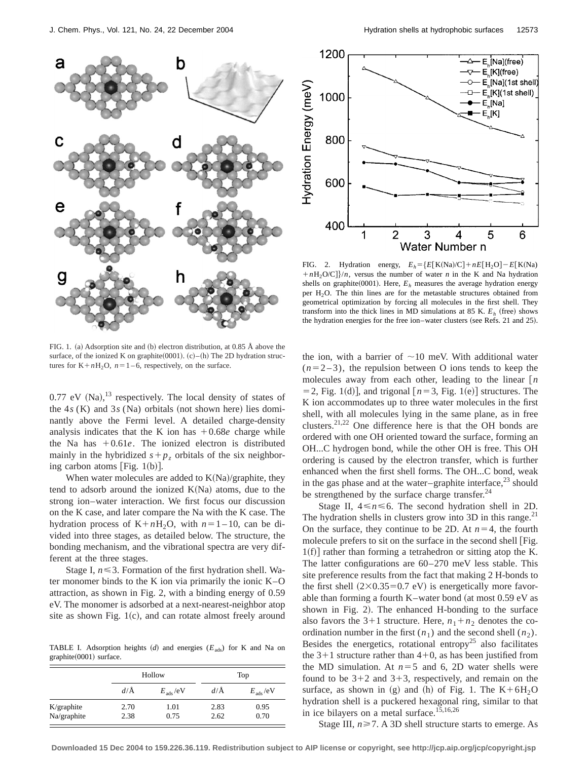FIG. 1. (a) Adsorption site and (b) electron distribution, at 0.85 Å above the surface, of the ionized K on graphite(0001). (c)–(h) The 2D hydration structures for K+$n$H$_2$O, $n=1$–6, respectively, on the surface.

FIG. 2. Hydration energy, $E_h=\{E[\mathrm{K(Na)/C}]+nE[\mathrm{H_2O}]-E[\mathrm{K(Na)}+n\mathrm{H_2O/C}]\}/n$, versus the number of water $n$ in the K and Na hydration shells on graphite(0001). Here, $E_h$ measures the average hydration energy per H$_2$O. The thin lines are for the metastable structures obtained from geometrical optimization by forcing all molecules in the first shell. They transform into the thick lines in MD simulations at 85 K. $E_h$ (free) shows the hydration energies for the free ion–water clusters (see Refs. 21 and 25).

0.77 eV (Na),[13] respectively. The local density of states of the 4$s$ (K) and 3$s$ (Na) orbitals (not shown here) lies dominantly above the Fermi level. A detailed charge-density analysis indicates that the K ion has $+0.68e$ charge while the Na has $+0.61e$. The ionized electron is distributed mainly in the hybridized $s+p_z$ orbitals of the six neighboring carbon atoms [Fig. 1(b)].

When water molecules are added to K(Na)/graphite, they tend to adsorb around the ionized K(Na) atoms, due to the strong ion–water interaction. We first focus our discussion on the K case, and later compare the Na with the K case. The hydration process of K+$n$H$_2$O, with $n=1$–10, can be divided into three stages, as detailed below. The structure, the bonding mechanism, and the vibrational spectra are very different at the three stages.

Stage I, $n\leqslant 3$. Formation of the first hydration shell. Water monomer binds to the K ion via primarily the ionic K–O attraction, as shown in Fig. 2, with a binding energy of 0.59 eV. The monomer is adsorbed at a next-nearest-neighbor atop site as shown Fig. 1(c), and can rotate almost freely around the ion, with a barrier of ~10 meV. With additional water ($n=2$–3), the repulsion between O ions tends to keep the molecules away from each other, leading to the linear [$n=2$, Fig. 1(d)], and trigonal [$n=3$, Fig. 1(e)] structures. The K ion accommodates up to three water molecules in the first shell, with all molecules lying in the same plane, as in free clusters.[21,22] One difference here is that the OH bonds are ordered with one OH oriented toward the surface, forming an OH...C hydrogen bond, while the other OH is free. This OH ordering is caused by the electron transfer, which is further enhanced when the first shell forms. The OH...C bond, weak in the gas phase and at the water–graphite interface,[23] should be strengthened by the surface charge transfer.[24]

TABLE I. Adsorption heights ($d$) and energies ($E_{\mathrm{ads}}$) for K and Na on graphite(0001) surface.

| | Hollow | | Top | |
|---|---|---|---|---|
| | $d$/Å | $E_{\mathrm{ads}}$/eV | $d$/Å | $E_{\mathrm{ads}}$/eV |
| K/graphite | 2.70 | 1.01 | 2.83 | 0.95 |
| Na/graphite | 2.38 | 0.75 | 2.62 | 0.70 |

Stage II, $4\leqslant n\leqslant 6$. The second hydration shell in 2D. The hydration shells in clusters grow into 3D in this range.[21] On the surface, they continue to be 2D. At $n=4$, the fourth molecule prefers to sit on the surface in the second shell [Fig. 1(f)] rather than forming a tetrahedron or sitting atop the K. The latter configurations are 60–270 meV less stable. This site preference results from the fact that making 2 H-bonds to the first shell ($2\times 0.35=0.7$ eV) is energetically more favorable than forming a fourth K–water bond (at most 0.59 eV as shown in Fig. 2). The enhanced H-bonding to the surface also favors the 3+1 structure. Here, $n_1+n_2$ denotes the coordination number in the first ($n_1$) and the second shell ($n_2$). Besides the energetics, rotational entropy[25] also facilitates the 3+1 structure rather than 4+0, as has been justified from the MD simulation. At $n=5$ and 6, 2D water shells were found to be 3+2 and 3+3, respectively, and remain on the surface, as shown in (g) and (h) of Fig. 1. The K+6H$_2$O hydration shell is a puckered hexagonal ring, similar to that in ice bilayers on a metal surface.[15,16,26]

Stage III, $n\geqslant 7$. A 3D shell structure starts to emerge. As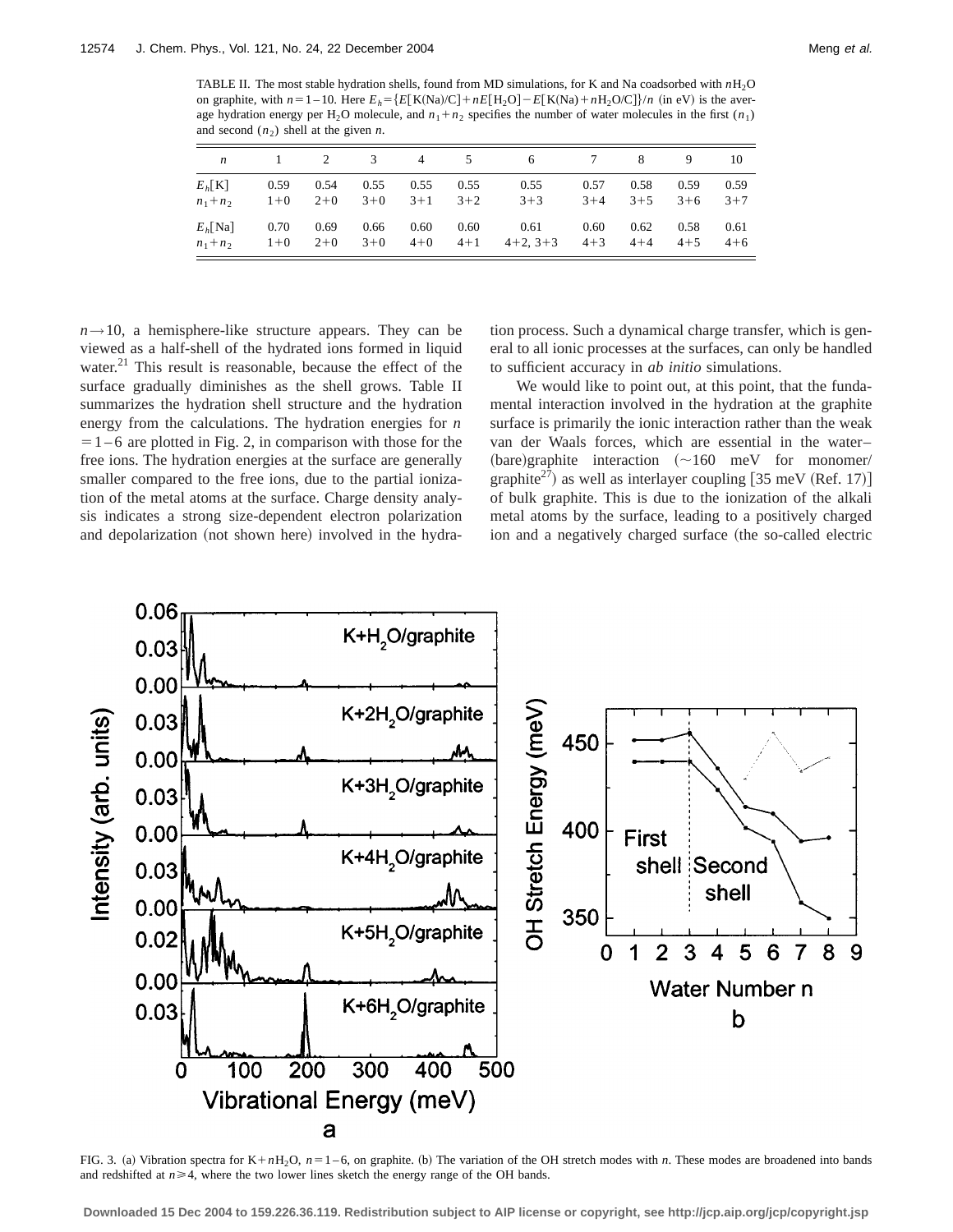TABLE II. The most stable hydration shells, found from MD simulations, for K and Na coadsorbed with $nH_2O$ on graphite, with $n=1-10$. Here $E_h=\{E[\mathrm{K(Na)/C}]+nE[\mathrm{H_2O}]-E[\mathrm{K(Na)}+n\mathrm{H_2O/C}]\}/n$ (in eV) is the average hydration energy per $H_2O$ molecule, and $n_1+n_2$ specifies the number of water molecules in the first ($n_1$) and second ($n_2$) shell at the given $n$.

| $n$ | 1 | 2 | 3 | 4 | 5 | 6 | 7 | 8 | 9 | 10 |
|---|---|---|---|---|---|---|---|---|---|---|
| $E_h$[K] | 0.59 | 0.54 | 0.55 | 0.55 | 0.55 | 0.55 | 0.57 | 0.58 | 0.59 | 0.59 |
| $n_1+n_2$ | 1+0 | 2+0 | 3+0 | 3+1 | 3+2 | 3+3 | 3+4 | 3+5 | 3+6 | 3+7 |
| $E_h$[Na] | 0.70 | 0.69 | 0.66 | 0.60 | 0.60 | 0.61 | 0.60 | 0.62 | 0.58 | 0.61 |
| $n_1+n_2$ | 1+0 | 2+0 | 3+0 | 4+0 | 4+1 | 4+2, 3+3 | 4+3 | 4+4 | 4+5 | 4+6 |

$n\rightarrow 10$, a hemisphere-like structure appears. They can be viewed as a half-shell of the hydrated ions formed in liquid water.[21] This result is reasonable, because the effect of the surface gradually diminishes as the shell grows. Table II summarizes the hydration shell structure and the hydration energy from the calculations. The hydration energies for $n=1-6$ are plotted in Fig. 2, in comparison with those for the free ions. The hydration energies at the surface are generally smaller compared to the free ions, due to the partial ionization of the metal atoms at the surface. Charge density analysis indicates a strong size-dependent electron polarization and depolarization (not shown here) involved in the hydration process. Such a dynamical charge transfer, which is general to all ionic processes at the surfaces, can only be handled to sufficient accuracy in *ab initio* simulations.

We would like to point out, at this point, that the fundamental interaction involved in the hydration at the graphite surface is primarily the ionic interaction rather than the weak van der Waals forces, which are essential in the water–(bare)graphite interaction (~160 meV for monomer/graphite[27]) as well as interlayer coupling [35 meV (Ref. 17)] of bulk graphite. This is due to the ionization of the alkali metal atoms by the surface, leading to a positively charged ion and a negatively charged surface (the so-called electric

FIG. 3. (a) Vibration spectra for $K+nH_2O$, $n=1-6$, on graphite. (b) The variation of the OH stretch modes with $n$. These modes are broadened into bands and redshifted at $n\geq 4$, where the two lower lines sketch the energy range of the OH bands.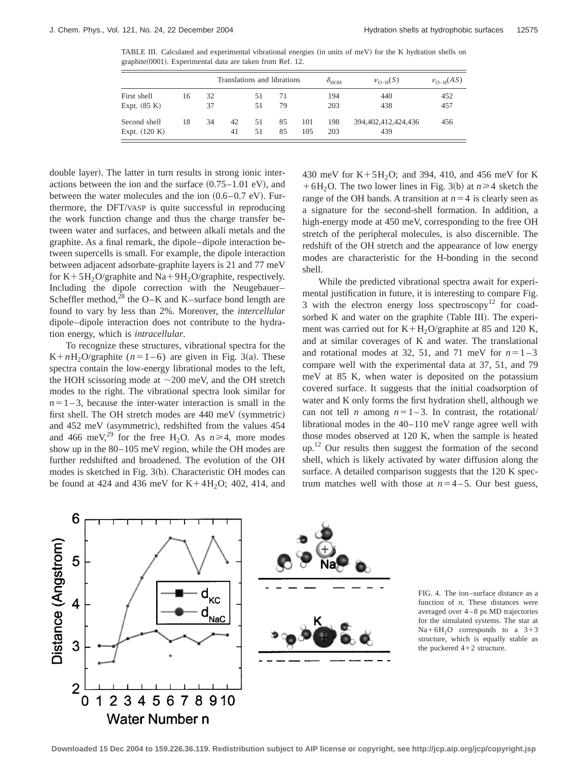TABLE III. Calculated and experimental vibrational energies (in units of meV) for the K hydration shells on graphite(0001). Experimental data are taken from Ref. 12.

| | Translations and librations | | | | | | $\delta_{HOH}$ | $\nu_{O-H}(S)$ | $\nu_{O-H}(AS)$ |
|---|---|---|---|---|---|---|---|---|---|
| First shell | 16 | 32 | | 51 | 71 | | 194 | 440 | 452 |
| Expt. (85 K) | | 37 | | 51 | 79 | | 203 | 438 | 457 |
| Second shell | 18 | 34 | 42 | 51 | 85 | 101 | 198 | 394,402,412,424,436 | 456 |
| Expt. (120 K) | | | 41 | 51 | 85 | 105 | 203 | 439 | |

double layer). The latter in turn results in strong ionic interactions between the ion and the surface (0.75–1.01 eV), and between the water molecules and the ion (0.6–0.7 eV). Furthermore, the DFT/VASP is quite successful in reproducing the work function change and thus the charge transfer between water and surfaces, and between alkali metals and the graphite. As a final remark, the dipole–dipole interaction between supercells is small. For example, the dipole interaction between adjacent adsorbate-graphite layers is 21 and 77 meV for $K+5H_2O$/graphite and $Na+9H_2O$/graphite, respectively. Including the dipole correction with the Neugebauer–Scheffler method,[28] the O–K and K–surface bond length are found to vary by less than 2%. Moreover, the *intercellular* dipole–dipole interaction does not contribute to the hydration energy, which is *intracellular*.

To recognize these structures, vibrational spectra for the $K+nH_2O$/graphite ($n=1$–6) are given in Fig. 3(a). These spectra contain the low-energy librational modes to the left, the HOH scissoring mode at ~200 meV, and the OH stretch modes to the right. The vibrational spectra look similar for $n=1$–3, because the inter-water interaction is small in the first shell. The OH stretch modes are 440 meV (symmetric) and 452 meV (asymmetric), redshifted from the values 454 and 466 meV,[29] for the free $H_2O$. As $n\geq 4$, more modes show up in the 80–105 meV region, while the OH modes are further redshifted and broadened. The evolution of the OH modes is sketched in Fig. 3(b). Characteristic OH modes can be found at 424 and 436 meV for $K+4H_2O$; 402, 414, and 430 meV for $K+5H_2O$; and 394, 410, and 456 meV for $K+6H_2O$. The two lower lines in Fig. 3(b) at $n\geq 4$ sketch the range of the OH bands. A transition at $n=4$ is clearly seen as a signature for the second-shell formation. In addition, a high-energy mode at 450 meV, corresponding to the free OH stretch of the peripheral molecules, is also discernible. The redshift of the OH stretch and the appearance of low energy modes are characteristic for the H-bonding in the second shell.

While the predicted vibrational spectra await for experimental justification in future, it is interesting to compare Fig. 3 with the electron energy loss spectroscopy[12] for coadsorbed K and water on the graphite (Table III). The experiment was carried out for $K+H_2O$/graphite at 85 and 120 K, and at similar coverages of K and water. The translational and rotational modes at 32, 51, and 71 meV for $n=1$–3 compare well with the experimental data at 37, 51, and 79 meV at 85 K, when water is deposited on the potassium covered surface. It suggests that the initial coadsorption of water and K only forms the first hydration shell, although we can not tell $n$ among $n=1$–3. In contrast, the rotational/librational modes in the 40–110 meV range agree well with those modes observed at 120 K, when the sample is heated up.[12] Our results then suggest the formation of the second shell, which is likely activated by water diffusion along the surface. A detailed comparison suggests that the 120 K spectrum matches well with those at $n=4$–5. Our best guess,

FIG. 4. The ion–surface distance as a function of $n$. These distances were averaged over 4–8 ps MD trajectories for the simulated systems. The star at $Na+6H_2O$ corresponds to a 3+3 structure, which is equally stable as the puckered 4+2 structure.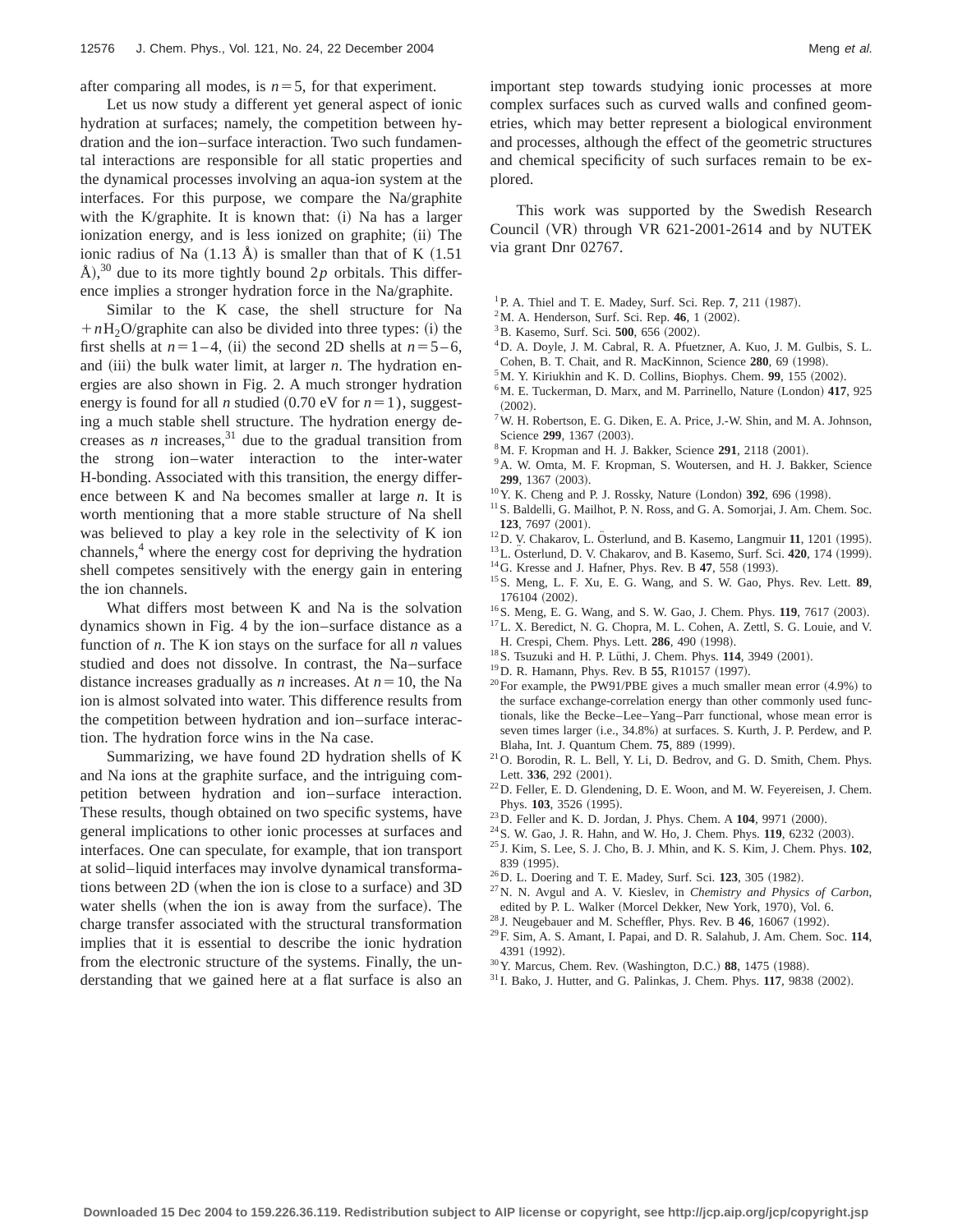after comparing all modes, is $n=5$, for that experiment.

Let us now study a different yet general aspect of ionic hydration at surfaces; namely, the competition between hydration and the ion–surface interaction. Two such fundamental interactions are responsible for all static properties and the dynamical processes involving an aqua-ion system at the interfaces. For this purpose, we compare the Na/graphite with the K/graphite. It is known that: (i) Na has a larger ionization energy, and is less ionized on graphite; (ii) The ionic radius of Na (1.13 Å) is smaller than that of K (1.51 Å),[30] due to its more tightly bound $2p$ orbitals. This difference implies a stronger hydration force in the Na/graphite.

Similar to the K case, the shell structure for Na $+n\mathrm{H_2O}$/graphite can also be divided into three types: (i) the first shells at $n=1$–4, (ii) the second 2D shells at $n=5$–6, and (iii) the bulk water limit, at larger $n$. The hydration energies are also shown in Fig. 2. A much stronger hydration energy is found for all $n$ studied (0.70 eV for $n=1$), suggesting a much stable shell structure. The hydration energy decreases as $n$ increases,[31] due to the gradual transition from the strong ion–water interaction to the inter-water H-bonding. Associated with this transition, the energy difference between K and Na becomes smaller at large $n$. It is worth mentioning that a more stable structure of Na shell was believed to play a key role in the selectivity of K ion channels,[4] where the energy cost for depriving the hydration shell competes sensitively with the energy gain in entering the ion channels.

What differs most between K and Na is the solvation dynamics shown in Fig. 4 by the ion–surface distance as a function of $n$. The K ion stays on the surface for all $n$ values studied and does not dissolve. In contrast, the Na–surface distance increases gradually as $n$ increases. At $n=10$, the Na ion is almost solvated into water. This difference results from the competition between hydration and ion–surface interaction. The hydration force wins in the Na case.

Summarizing, we have found 2D hydration shells of K and Na ions at the graphite surface, and the intriguing competition between hydration and ion–surface interaction. These results, though obtained on two specific systems, have general implications to other ionic processes at surfaces and interfaces. One can speculate, for example, that ion transport at solid–liquid interfaces may involve dynamical transformations between 2D (when the ion is close to a surface) and 3D water shells (when the ion is away from the surface). The charge transfer associated with the structural transformation implies that it is essential to describe the ionic hydration from the electronic structure of the systems. Finally, the understanding that we gained here at a flat surface is also an important step towards studying ionic processes at more complex surfaces such as curved walls and confined geometries, which may better represent a biological environment and processes, although the effect of the geometric structures and chemical specificity of such surfaces remain to be explored.

This work was supported by the Swedish Research Council (VR) through VR 621-2001-2614 and by NUTEK via grant Dnr 02767.

[1] P. A. Thiel and T. E. Madey, Surf. Sci. Rep. **7**, 211 (1987).
[2] M. A. Henderson, Surf. Sci. Rep. **46**, 1 (2002).
[3] B. Kasemo, Surf. Sci. **500**, 656 (2002).
[4] D. A. Doyle, J. M. Cabral, R. A. Pfuetzner, A. Kuo, J. M. Gulbis, S. L. Cohen, B. T. Chait, and R. MacKinnon, Science **280**, 69 (1998).
[5] M. Y. Kiriukhin and K. D. Collins, Biophys. Chem. **99**, 155 (2002).
[6] M. E. Tuckerman, D. Marx, and M. Parrinello, Nature (London) **417**, 925 (2002).
[7] W. H. Robertson, E. G. Diken, E. A. Price, J.-W. Shin, and M. A. Johnson, Science **299**, 1367 (2003).
[8] M. F. Kropman and H. J. Bakker, Science **291**, 2118 (2001).
[9] A. W. Omta, M. F. Kropman, S. Woutersen, and H. J. Bakker, Science **299**, 1367 (2003).
[10] Y. K. Cheng and P. J. Rossky, Nature (London) **392**, 696 (1998).
[11] S. Baldelli, G. Mailhot, P. N. Ross, and G. A. Somorjai, J. Am. Chem. Soc. **123**, 7697 (2001).
[12] D. V. Chakarov, L. Österlund, and B. Kasemo, Langmuir **11**, 1201 (1995).
[13] L. Österlund, D. V. Chakarov, and B. Kasemo, Surf. Sci. **420**, 174 (1999).
[14] G. Kresse and J. Hafner, Phys. Rev. B **47**, 558 (1993).
[15] S. Meng, L. F. Xu, E. G. Wang, and S. W. Gao, Phys. Rev. Lett. **89**, 176104 (2002).
[16] S. Meng, E. G. Wang, and S. W. Gao, J. Chem. Phys. **119**, 7617 (2003).
[17] L. X. Beredict, N. G. Chopra, M. L. Cohen, A. Zettl, S. G. Louie, and V. H. Crespi, Chem. Phys. Lett. **286**, 490 (1998).
[18] S. Tsuzuki and H. P. Lüthi, J. Chem. Phys. **114**, 3949 (2001).
[19] D. R. Hamann, Phys. Rev. B **55**, R10157 (1997).
[20] For example, the PW91/PBE gives a much smaller mean error (4.9%) to the surface exchange-correlation energy than other commonly used functionals, like the Becke–Lee–Yang–Parr functional, whose mean error is seven times larger (i.e., 34.8%) at surfaces. S. Kurth, J. P. Perdew, and P. Blaha, Int. J. Quantum Chem. **75**, 889 (1999).
[21] O. Borodin, R. L. Bell, Y. Li, D. Bedrov, and G. D. Smith, Chem. Phys. Lett. **336**, 292 (2001).
[22] D. Feller, E. D. Glendening, D. E. Woon, and M. W. Feyereisen, J. Chem. Phys. **103**, 3526 (1995).
[23] D. Feller and K. D. Jordan, J. Phys. Chem. A **104**, 9971 (2000).
[24] S. W. Gao, J. R. Hahn, and W. Ho, J. Chem. Phys. **119**, 6232 (2003).
[25] J. Kim, S. Lee, S. J. Cho, B. J. Mhin, and K. S. Kim, J. Chem. Phys. **102**, 839 (1995).
[26] D. L. Doering and T. E. Madey, Surf. Sci. **123**, 305 (1982).
[27] N. N. Avgul and A. V. Kieslev, in *Chemistry and Physics of Carbon*, edited by P. L. Walker (Morcel Dekker, New York, 1970), Vol. 6.
[28] J. Neugebauer and M. Scheffler, Phys. Rev. B **46**, 16067 (1992).
[29] F. Sim, A. S. Amant, I. Papai, and D. R. Salahub, J. Am. Chem. Soc. **114**, 4391 (1992).
[30] Y. Marcus, Chem. Rev. (Washington, D.C.) **88**, 1475 (1988).
[31] I. Bako, J. Hutter, and G. Palinkas, J. Chem. Phys. **117**, 9838 (2002).